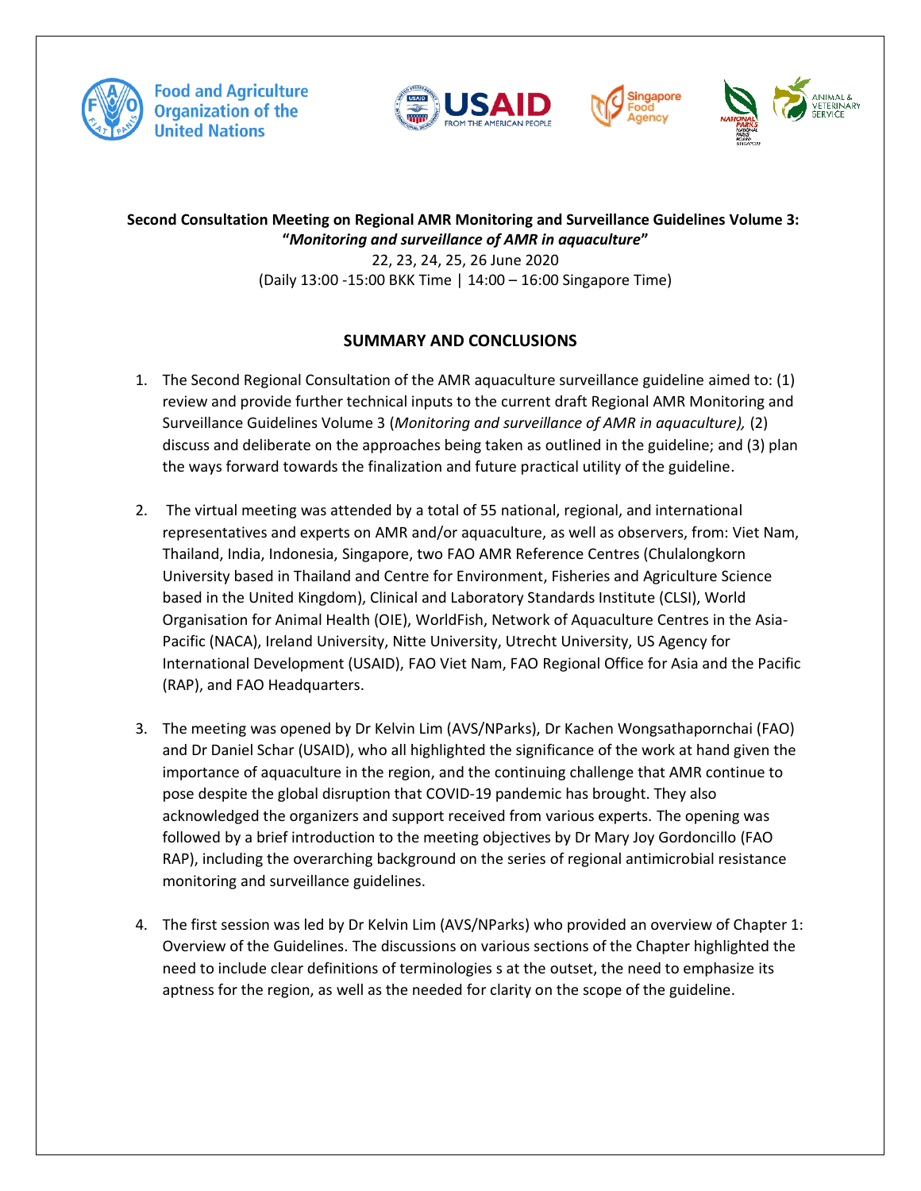**Second Consultation Meeting on Regional AMR Monitoring and Surveillance Guidelines Volume 3: "*Monitoring and surveillance of AMR in aquaculture*"**

22, 23, 24, 25, 26 June 2020

(Daily 13:00 -15:00 BKK Time | 14:00 – 16:00 Singapore Time)

## SUMMARY AND CONCLUSIONS

1. The Second Regional Consultation of the AMR aquaculture surveillance guideline aimed to: (1) review and provide further technical inputs to the current draft Regional AMR Monitoring and Surveillance Guidelines Volume 3 (*Monitoring and surveillance of AMR in aquaculture),* (2) discuss and deliberate on the approaches being taken as outlined in the guideline; and (3) plan the ways forward towards the finalization and future practical utility of the guideline.

2. The virtual meeting was attended by a total of 55 national, regional, and international representatives and experts on AMR and/or aquaculture, as well as observers, from: Viet Nam, Thailand, India, Indonesia, Singapore, two FAO AMR Reference Centres (Chulalongkorn University based in Thailand and Centre for Environment, Fisheries and Agriculture Science based in the United Kingdom), Clinical and Laboratory Standards Institute (CLSI), World Organisation for Animal Health (OIE), WorldFish, Network of Aquaculture Centres in the Asia-Pacific (NACA), Ireland University, Nitte University, Utrecht University, US Agency for International Development (USAID), FAO Viet Nam, FAO Regional Office for Asia and the Pacific (RAP), and FAO Headquarters.

3. The meeting was opened by Dr Kelvin Lim (AVS/NParks), Dr Kachen Wongsathapornchai (FAO) and Dr Daniel Schar (USAID), who all highlighted the significance of the work at hand given the importance of aquaculture in the region, and the continuing challenge that AMR continue to pose despite the global disruption that COVID-19 pandemic has brought. They also acknowledged the organizers and support received from various experts. The opening was followed by a brief introduction to the meeting objectives by Dr Mary Joy Gordoncillo (FAO RAP), including the overarching background on the series of regional antimicrobial resistance monitoring and surveillance guidelines.

4. The first session was led by Dr Kelvin Lim (AVS/NParks) who provided an overview of Chapter 1: Overview of the Guidelines. The discussions on various sections of the Chapter highlighted the need to include clear definitions of terminologies s at the outset, the need to emphasize its aptness for the region, as well as the needed for clarity on the scope of the guideline.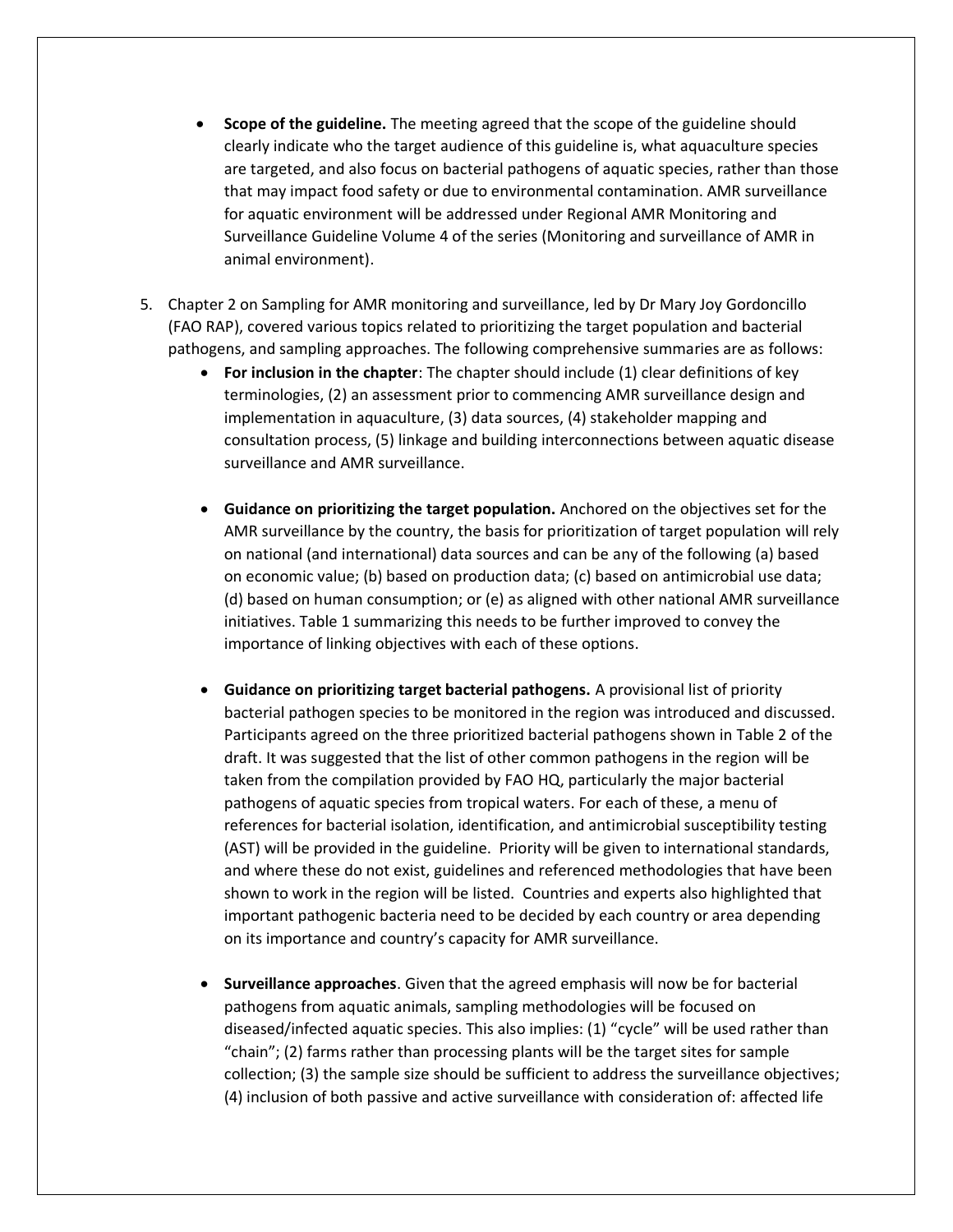- **Scope of the guideline.** The meeting agreed that the scope of the guideline should clearly indicate who the target audience of this guideline is, what aquaculture species are targeted, and also focus on bacterial pathogens of aquatic species, rather than those that may impact food safety or due to environmental contamination. AMR surveillance for aquatic environment will be addressed under Regional AMR Monitoring and Surveillance Guideline Volume 4 of the series (Monitoring and surveillance of AMR in animal environment).

5. Chapter 2 on Sampling for AMR monitoring and surveillance, led by Dr Mary Joy Gordoncillo (FAO RAP), covered various topics related to prioritizing the target population and bacterial pathogens, and sampling approaches. The following comprehensive summaries are as follows:
   - **For inclusion in the chapter**: The chapter should include (1) clear definitions of key terminologies, (2) an assessment prior to commencing AMR surveillance design and implementation in aquaculture, (3) data sources, (4) stakeholder mapping and consultation process, (5) linkage and building interconnections between aquatic disease surveillance and AMR surveillance.

   - **Guidance on prioritizing the target population.** Anchored on the objectives set for the AMR surveillance by the country, the basis for prioritization of target population will rely on national (and international) data sources and can be any of the following (a) based on economic value; (b) based on production data; (c) based on antimicrobial use data; (d) based on human consumption; or (e) as aligned with other national AMR surveillance initiatives. Table 1 summarizing this needs to be further improved to convey the importance of linking objectives with each of these options.

   - **Guidance on prioritizing target bacterial pathogens.** A provisional list of priority bacterial pathogen species to be monitored in the region was introduced and discussed. Participants agreed on the three prioritized bacterial pathogens shown in Table 2 of the draft. It was suggested that the list of other common pathogens in the region will be taken from the compilation provided by FAO HQ, particularly the major bacterial pathogens of aquatic species from tropical waters. For each of these, a menu of references for bacterial isolation, identification, and antimicrobial susceptibility testing (AST) will be provided in the guideline. Priority will be given to international standards, and where these do not exist, guidelines and referenced methodologies that have been shown to work in the region will be listed. Countries and experts also highlighted that important pathogenic bacteria need to be decided by each country or area depending on its importance and country's capacity for AMR surveillance.

   - **Surveillance approaches**. Given that the agreed emphasis will now be for bacterial pathogens from aquatic animals, sampling methodologies will be focused on diseased/infected aquatic species. This also implies: (1) "cycle" will be used rather than "chain"; (2) farms rather than processing plants will be the target sites for sample collection; (3) the sample size should be sufficient to address the surveillance objectives; (4) inclusion of both passive and active surveillance with consideration of: affected life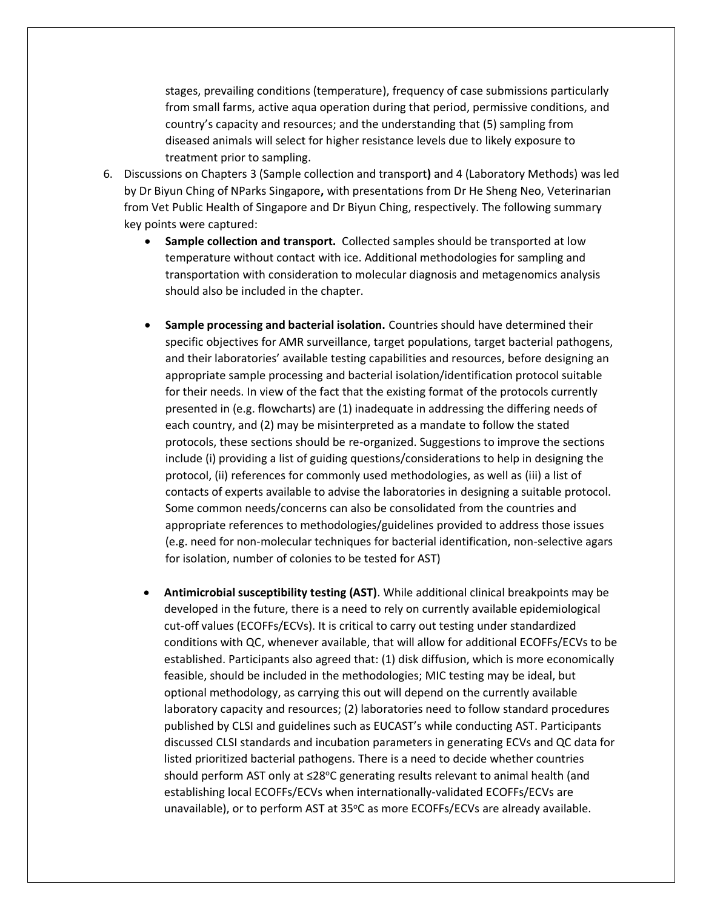stages, prevailing conditions (temperature), frequency of case submissions particularly from small farms, active aqua operation during that period, permissive conditions, and country's capacity and resources; and the understanding that (5) sampling from diseased animals will select for higher resistance levels due to likely exposure to treatment prior to sampling.

6. Discussions on Chapters 3 (Sample collection and transport**)** and 4 (Laboratory Methods) was led by Dr Biyun Ching of NParks Singapore**,** with presentations from Dr He Sheng Neo, Veterinarian from Vet Public Health of Singapore and Dr Biyun Ching, respectively. The following summary key points were captured:
   - **Sample collection and transport.** Collected samples should be transported at low temperature without contact with ice. Additional methodologies for sampling and transportation with consideration to molecular diagnosis and metagenomics analysis should also be included in the chapter.
   - **Sample processing and bacterial isolation.** Countries should have determined their specific objectives for AMR surveillance, target populations, target bacterial pathogens, and their laboratories' available testing capabilities and resources, before designing an appropriate sample processing and bacterial isolation/identification protocol suitable for their needs. In view of the fact that the existing format of the protocols currently presented in (e.g. flowcharts) are (1) inadequate in addressing the differing needs of each country, and (2) may be misinterpreted as a mandate to follow the stated protocols, these sections should be re-organized. Suggestions to improve the sections include (i) providing a list of guiding questions/considerations to help in designing the protocol, (ii) references for commonly used methodologies, as well as (iii) a list of contacts of experts available to advise the laboratories in designing a suitable protocol. Some common needs/concerns can also be consolidated from the countries and appropriate references to methodologies/guidelines provided to address those issues (e.g. need for non-molecular techniques for bacterial identification, non-selective agars for isolation, number of colonies to be tested for AST)
   - **Antimicrobial susceptibility testing (AST)**. While additional clinical breakpoints may be developed in the future, there is a need to rely on currently available epidemiological cut-off values (ECOFFs/ECVs). It is critical to carry out testing under standardized conditions with QC, whenever available, that will allow for additional ECOFFs/ECVs to be established. Participants also agreed that: (1) disk diffusion, which is more economically feasible, should be included in the methodologies; MIC testing may be ideal, but optional methodology, as carrying this out will depend on the currently available laboratory capacity and resources; (2) laboratories need to follow standard procedures published by CLSI and guidelines such as EUCAST's while conducting AST. Participants discussed CLSI standards and incubation parameters in generating ECVs and QC data for listed prioritized bacterial pathogens. There is a need to decide whether countries should perform AST only at ≤28°C generating results relevant to animal health (and establishing local ECOFFs/ECVs when internationally-validated ECOFFs/ECVs are unavailable), or to perform AST at 35°C as more ECOFFs/ECVs are already available.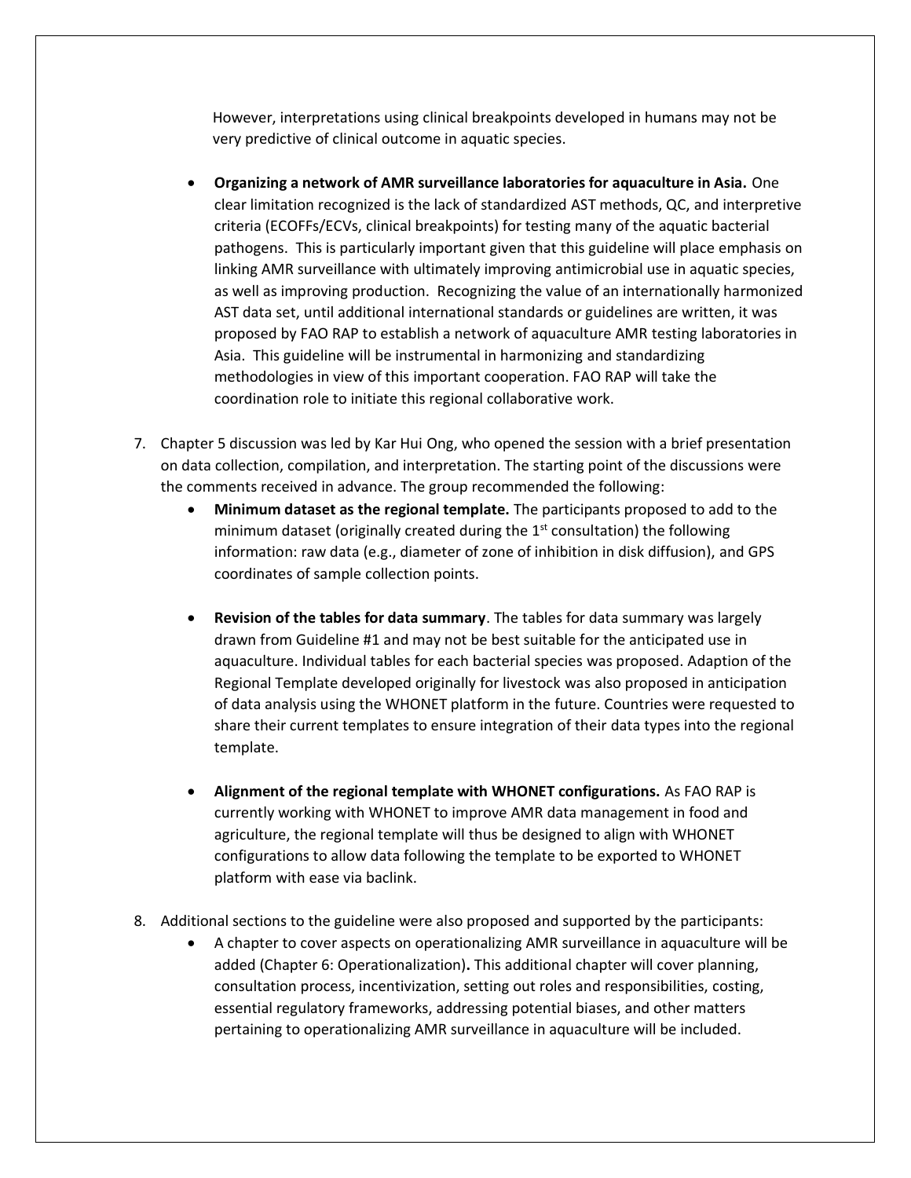However, interpretations using clinical breakpoints developed in humans may not be very predictive of clinical outcome in aquatic species.

- **Organizing a network of AMR surveillance laboratories for aquaculture in Asia.** One clear limitation recognized is the lack of standardized AST methods, QC, and interpretive criteria (ECOFFs/ECVs, clinical breakpoints) for testing many of the aquatic bacterial pathogens. This is particularly important given that this guideline will place emphasis on linking AMR surveillance with ultimately improving antimicrobial use in aquatic species, as well as improving production. Recognizing the value of an internationally harmonized AST data set, until additional international standards or guidelines are written, it was proposed by FAO RAP to establish a network of aquaculture AMR testing laboratories in Asia. This guideline will be instrumental in harmonizing and standardizing methodologies in view of this important cooperation. FAO RAP will take the coordination role to initiate this regional collaborative work.

7. Chapter 5 discussion was led by Kar Hui Ong, who opened the session with a brief presentation on data collection, compilation, and interpretation. The starting point of the discussions were the comments received in advance. The group recommended the following:
    - **Minimum dataset as the regional template.** The participants proposed to add to the minimum dataset (originally created during the 1st consultation) the following information: raw data (e.g., diameter of zone of inhibition in disk diffusion), and GPS coordinates of sample collection points.
    - **Revision of the tables for data summary**. The tables for data summary was largely drawn from Guideline #1 and may not be best suitable for the anticipated use in aquaculture. Individual tables for each bacterial species was proposed. Adaption of the Regional Template developed originally for livestock was also proposed in anticipation of data analysis using the WHONET platform in the future. Countries were requested to share their current templates to ensure integration of their data types into the regional template.
    - **Alignment of the regional template with WHONET configurations.** As FAO RAP is currently working with WHONET to improve AMR data management in food and agriculture, the regional template will thus be designed to align with WHONET configurations to allow data following the template to be exported to WHONET platform with ease via baclink.

8. Additional sections to the guideline were also proposed and supported by the participants:
    - A chapter to cover aspects on operationalizing AMR surveillance in aquaculture will be added (Chapter 6: Operationalization)**.** This additional chapter will cover planning, consultation process, incentivization, setting out roles and responsibilities, costing, essential regulatory frameworks, addressing potential biases, and other matters pertaining to operationalizing AMR surveillance in aquaculture will be included.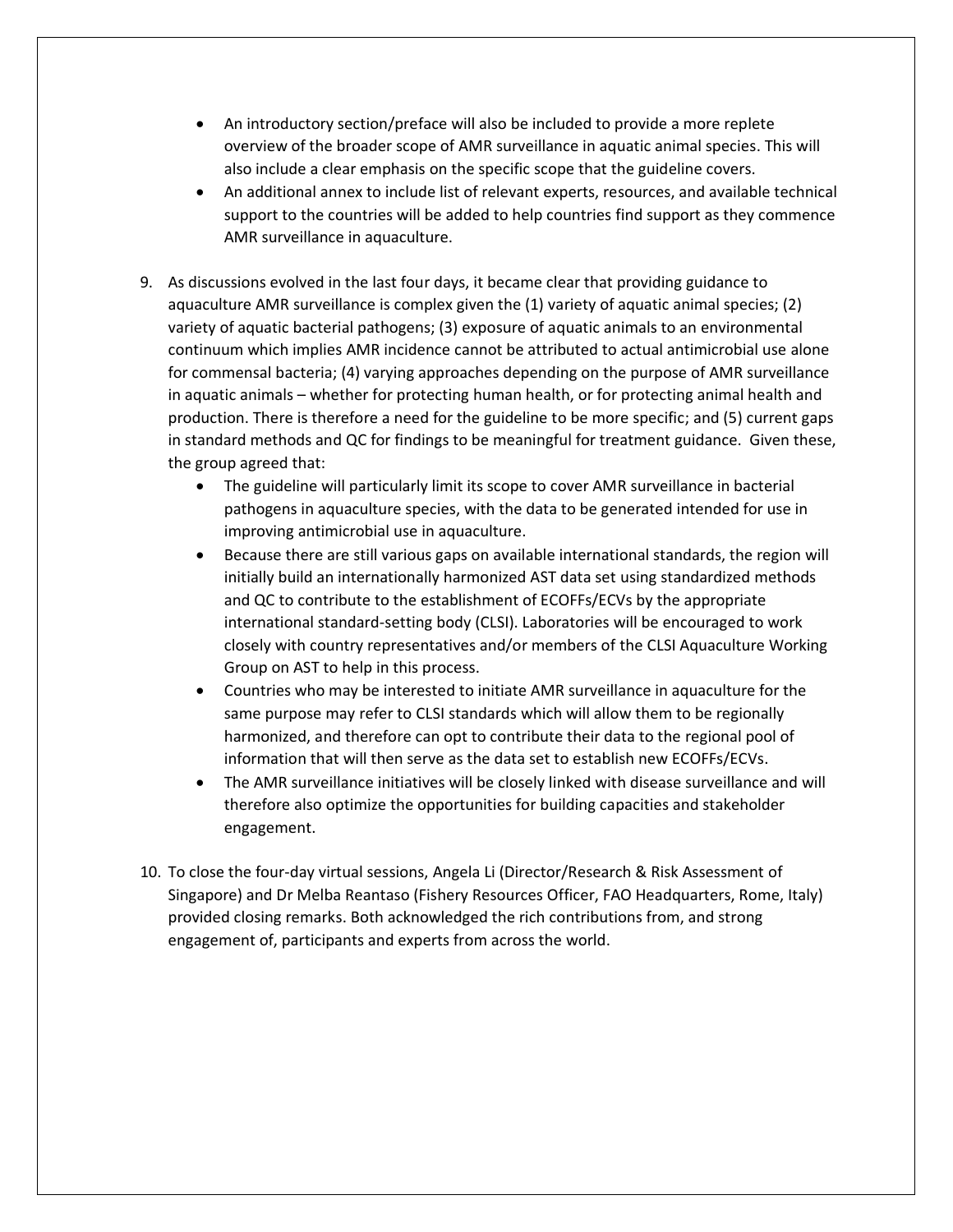- An introductory section/preface will also be included to provide a more replete overview of the broader scope of AMR surveillance in aquatic animal species. This will also include a clear emphasis on the specific scope that the guideline covers.
- An additional annex to include list of relevant experts, resources, and available technical support to the countries will be added to help countries find support as they commence AMR surveillance in aquaculture.

9. As discussions evolved in the last four days, it became clear that providing guidance to aquaculture AMR surveillance is complex given the (1) variety of aquatic animal species; (2) variety of aquatic bacterial pathogens; (3) exposure of aquatic animals to an environmental continuum which implies AMR incidence cannot be attributed to actual antimicrobial use alone for commensal bacteria; (4) varying approaches depending on the purpose of AMR surveillance in aquatic animals – whether for protecting human health, or for protecting animal health and production. There is therefore a need for the guideline to be more specific; and (5) current gaps in standard methods and QC for findings to be meaningful for treatment guidance. Given these, the group agreed that:
   - The guideline will particularly limit its scope to cover AMR surveillance in bacterial pathogens in aquaculture species, with the data to be generated intended for use in improving antimicrobial use in aquaculture.
   - Because there are still various gaps on available international standards, the region will initially build an internationally harmonized AST data set using standardized methods and QC to contribute to the establishment of ECOFFs/ECVs by the appropriate international standard-setting body (CLSI). Laboratories will be encouraged to work closely with country representatives and/or members of the CLSI Aquaculture Working Group on AST to help in this process.
   - Countries who may be interested to initiate AMR surveillance in aquaculture for the same purpose may refer to CLSI standards which will allow them to be regionally harmonized, and therefore can opt to contribute their data to the regional pool of information that will then serve as the data set to establish new ECOFFs/ECVs.
   - The AMR surveillance initiatives will be closely linked with disease surveillance and will therefore also optimize the opportunities for building capacities and stakeholder engagement.

10. To close the four-day virtual sessions, Angela Li (Director/Research & Risk Assessment of Singapore) and Dr Melba Reantaso (Fishery Resources Officer, FAO Headquarters, Rome, Italy) provided closing remarks. Both acknowledged the rich contributions from, and strong engagement of, participants and experts from across the world.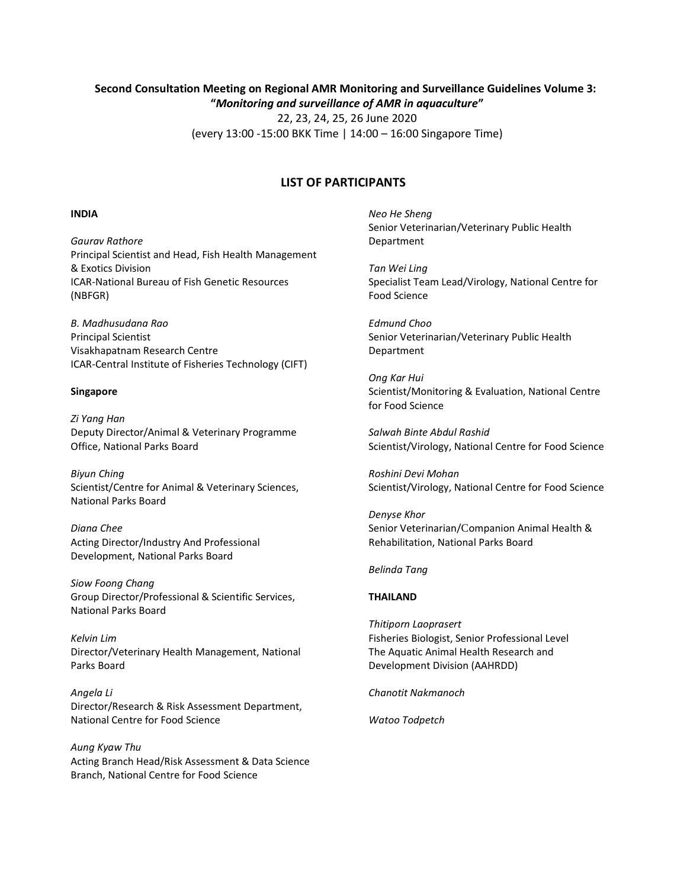**Second Consultation Meeting on Regional AMR Monitoring and Surveillance Guidelines Volume 3:**
**"*Monitoring and surveillance of AMR in aquaculture*"**
22, 23, 24, 25, 26 June 2020
(every 13:00 -15:00 BKK Time | 14:00 – 16:00 Singapore Time)

## LIST OF PARTICIPANTS

**INDIA**

*Gaurav Rathore*
Principal Scientist and Head, Fish Health Management & Exotics Division
ICAR-National Bureau of Fish Genetic Resources (NBFGR)

*B. Madhusudana Rao*
Principal Scientist
Visakhapatnam Research Centre
ICAR-Central Institute of Fisheries Technology (CIFT)

**Singapore**

*Zi Yang Han*
Deputy Director/Animal & Veterinary Programme Office, National Parks Board

*Biyun Ching*
Scientist/Centre for Animal & Veterinary Sciences, National Parks Board

*Diana Chee*
Acting Director/Industry And Professional Development, National Parks Board

*Siow Foong Chang*
Group Director/Professional & Scientific Services, National Parks Board

*Kelvin Lim*
Director/Veterinary Health Management, National Parks Board

*Angela Li*
Director/Research & Risk Assessment Department, National Centre for Food Science

*Aung Kyaw Thu*
Acting Branch Head/Risk Assessment & Data Science Branch, National Centre for Food Science

*Neo He Sheng*
Senior Veterinarian/Veterinary Public Health Department

*Tan Wei Ling*
Specialist Team Lead/Virology, National Centre for Food Science

*Edmund Choo*
Senior Veterinarian/Veterinary Public Health Department

*Ong Kar Hui*
Scientist/Monitoring & Evaluation, National Centre for Food Science

*Salwah Binte Abdul Rashid*
Scientist/Virology, National Centre for Food Science

*Roshini Devi Mohan*
Scientist/Virology, National Centre for Food Science

*Denyse Khor*
Senior Veterinarian/Companion Animal Health & Rehabilitation, National Parks Board

*Belinda Tang*

**THAILAND**

*Thitiporn Laoprasert*
Fisheries Biologist, Senior Professional Level
The Aquatic Animal Health Research and Development Division (AAHRDD)

*Chanotit Nakmanoch*

*Watoo Todpetch*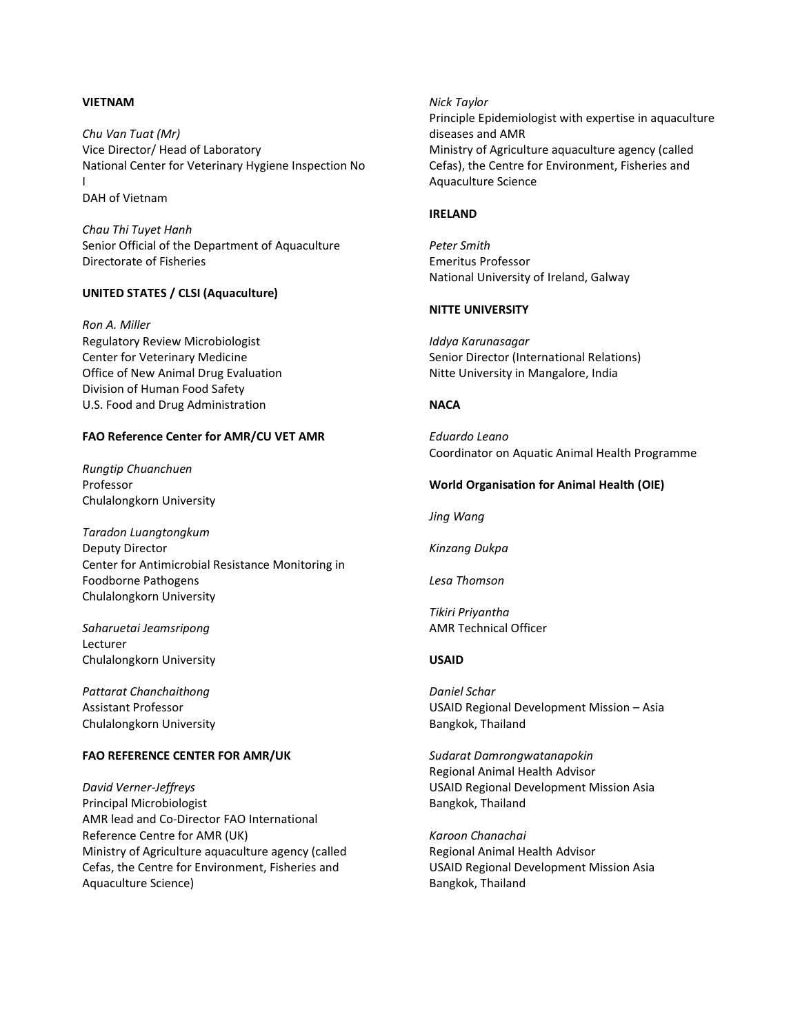**VIETNAM**

*Chu Van Tuat (Mr)*
Vice Director/ Head of Laboratory
National Center for Veterinary Hygiene Inspection No I
DAH of Vietnam

*Chau Thi Tuyet Hanh*
Senior Official of the Department of Aquaculture
Directorate of Fisheries

**UNITED STATES / CLSI (Aquaculture)**

*Ron A. Miller*
Regulatory Review Microbiologist
Center for Veterinary Medicine
Office of New Animal Drug Evaluation
Division of Human Food Safety
U.S. Food and Drug Administration

**FAO Reference Center for AMR/CU VET AMR**

*Rungtip Chuanchuen*
Professor
Chulalongkorn University

*Taradon Luangtongkum*
Deputy Director
Center for Antimicrobial Resistance Monitoring in Foodborne Pathogens
Chulalongkorn University

*Saharuetai Jeamsripong*
Lecturer
Chulalongkorn University

*Pattarat Chanchaithong*
Assistant Professor
Chulalongkorn University

**FAO REFERENCE CENTER FOR AMR/UK**

*David Verner-Jeffreys*
Principal Microbiologist
AMR lead and Co-Director FAO International Reference Centre for AMR (UK)
Ministry of Agriculture aquaculture agency (called Cefas, the Centre for Environment, Fisheries and Aquaculture Science)

*Nick Taylor*
Principle Epidemiologist with expertise in aquaculture diseases and AMR
Ministry of Agriculture aquaculture agency (called Cefas), the Centre for Environment, Fisheries and Aquaculture Science

**IRELAND**

*Peter Smith*
Emeritus Professor
National University of Ireland, Galway

**NITTE UNIVERSITY**

*Iddya Karunasagar*
Senior Director (International Relations)
Nitte University in Mangalore, India

**NACA**

*Eduardo Leano*
Coordinator on Aquatic Animal Health Programme

**World Organisation for Animal Health (OIE)**

*Jing Wang*

*Kinzang Dukpa*

*Lesa Thomson*

*Tikiri Priyantha*
AMR Technical Officer

**USAID**

*Daniel Schar*
USAID Regional Development Mission – Asia
Bangkok, Thailand

*Sudarat Damrongwatanapokin*
Regional Animal Health Advisor
USAID Regional Development Mission Asia
Bangkok, Thailand

*Karoon Chanachai*
Regional Animal Health Advisor
USAID Regional Development Mission Asia
Bangkok, Thailand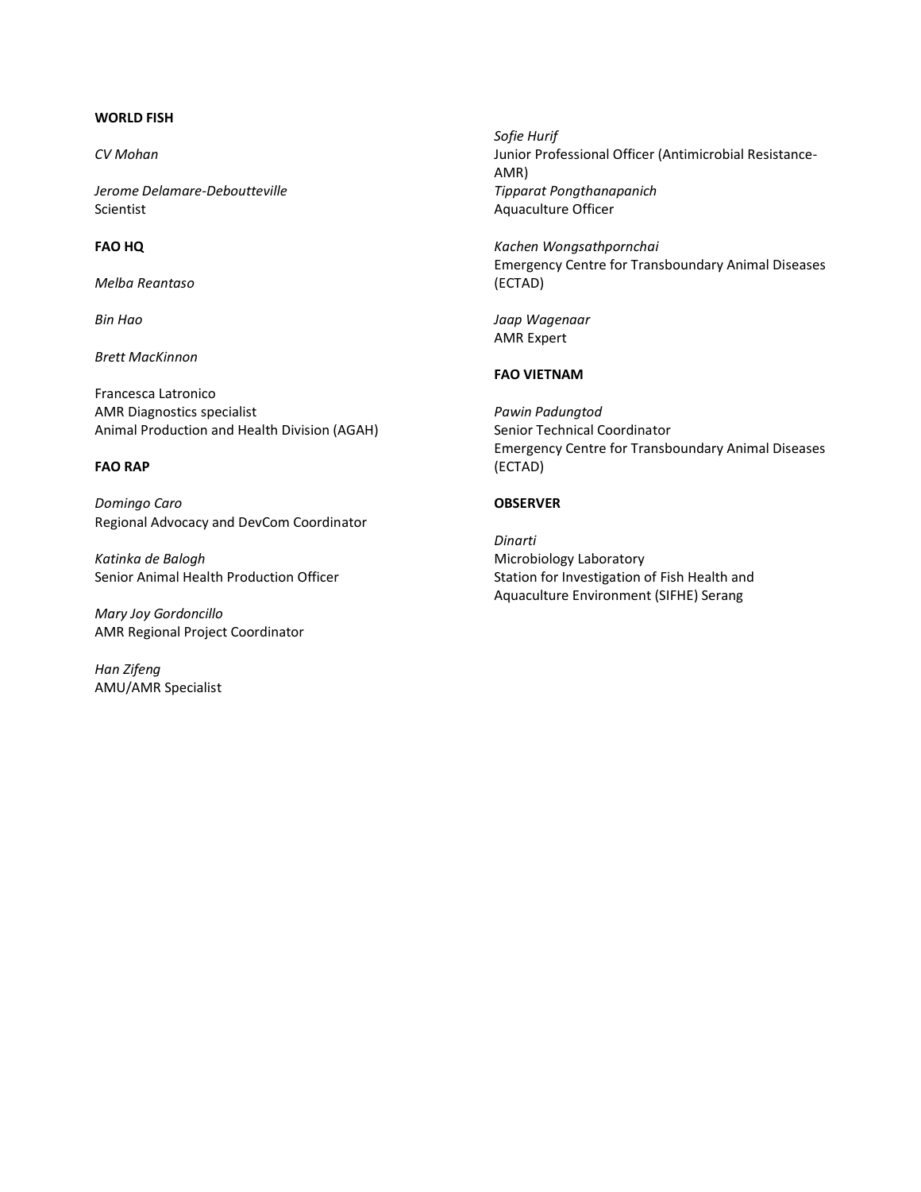**WORLD FISH**

*CV Mohan*

*Jerome Delamare-Deboutteville*
Scientist

**FAO HQ**

*Melba Reantaso*

*Bin Hao*

*Brett MacKinnon*

Francesca Latronico
AMR Diagnostics specialist
Animal Production and Health Division (AGAH)

**FAO RAP**

*Domingo Caro*
Regional Advocacy and DevCom Coordinator

*Katinka de Balogh*
Senior Animal Health Production Officer

*Mary Joy Gordoncillo*
AMR Regional Project Coordinator

*Han Zifeng*
AMU/AMR Specialist

*Sofie Hurif*
Junior Professional Officer (Antimicrobial Resistance-AMR)
*Tipparat Pongthanapanich*
Aquaculture Officer

*Kachen Wongsathpornchai*
Emergency Centre for Transboundary Animal Diseases (ECTAD)

*Jaap Wagenaar*
AMR Expert

**FAO VIETNAM**

*Pawin Padungtod*
Senior Technical Coordinator
Emergency Centre for Transboundary Animal Diseases (ECTAD)

**OBSERVER**

*Dinarti*
Microbiology Laboratory
Station for Investigation of Fish Health and Aquaculture Environment (SIFHE) Serang